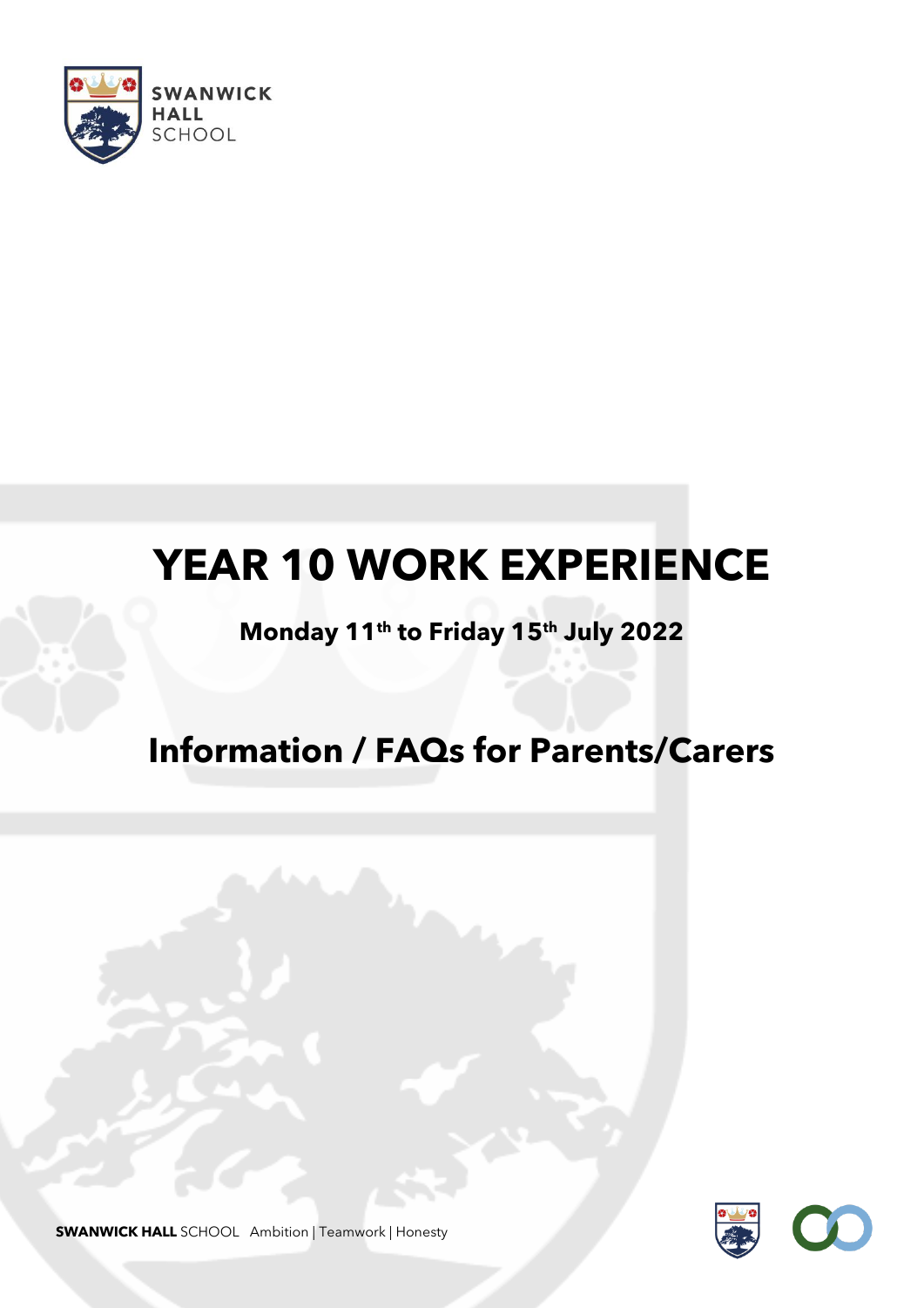SWANWICK HALL SCHOOL

# YEAR 10 WORK EXPERIENCE

**Monday 11th to Friday 15th July 2022**

## Information / FAQs for Parents/Carers

**SWANWICK HALL** SCHOOL Ambition | Teamwork | Honesty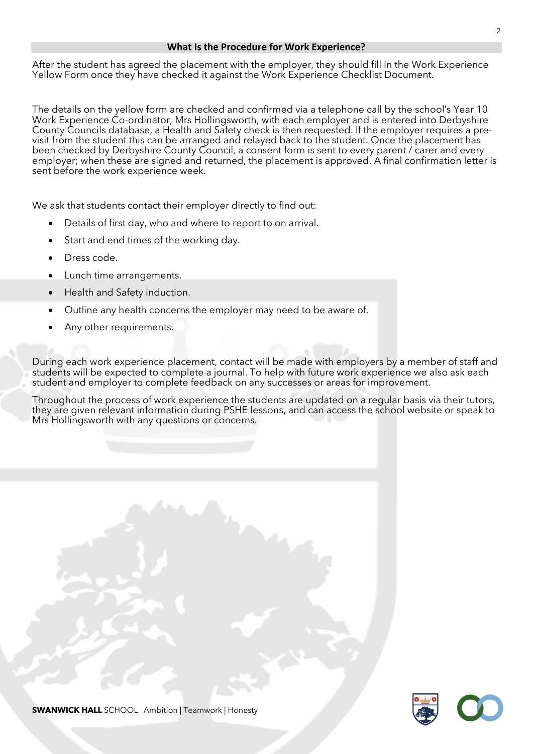## What Is the Procedure for Work Experience?

After the student has agreed the placement with the employer, they should fill in the Work Experience Yellow Form once they have checked it against the Work Experience Checklist Document.

The details on the yellow form are checked and confirmed via a telephone call by the school's Year 10 Work Experience Co-ordinator, Mrs Hollingsworth, with each employer and is entered into Derbyshire County Councils database, a Health and Safety check is then requested. If the employer requires a pre-visit from the student this can be arranged and relayed back to the student. Once the placement has been checked by Derbyshire County Council, a consent form is sent to every parent / carer and every employer; when these are signed and returned, the placement is approved. A final confirmation letter is sent before the work experience week.

We ask that students contact their employer directly to find out:

- Details of first day, who and where to report to on arrival.
- Start and end times of the working day.
- Dress code.
- Lunch time arrangements.
- Health and Safety induction.
- Outline any health concerns the employer may need to be aware of.
- Any other requirements.

During each work experience placement, contact will be made with employers by a member of staff and students will be expected to complete a journal. To help with future work experience we also ask each student and employer to complete feedback on any successes or areas for improvement.

Throughout the process of work experience the students are updated on a regular basis via their tutors, they are given relevant information during PSHE lessons, and can access the school website or speak to Mrs Hollingsworth with any questions or concerns.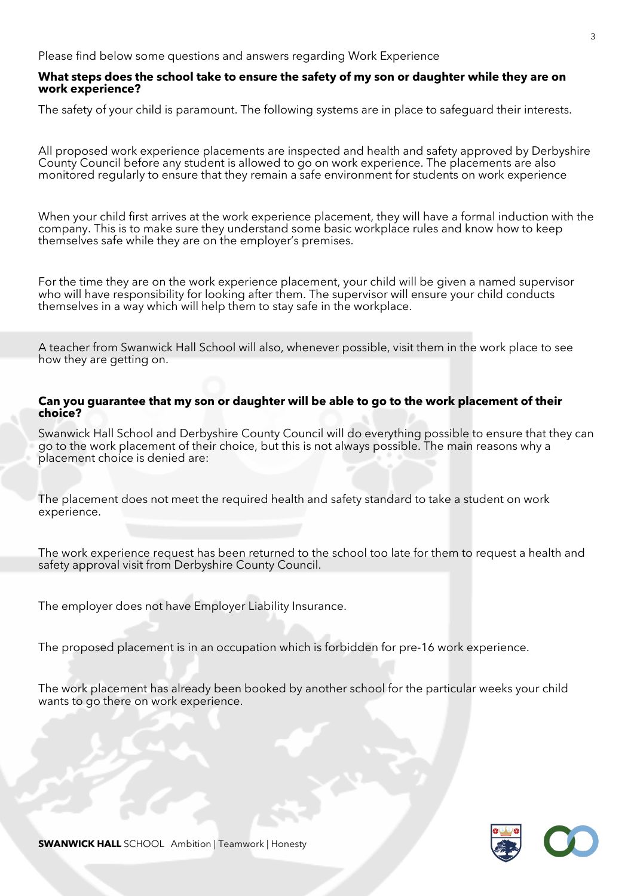Please find below some questions and answers regarding Work Experience

**What steps does the school take to ensure the safety of my son or daughter while they are on work experience?**

The safety of your child is paramount. The following systems are in place to safeguard their interests.

All proposed work experience placements are inspected and health and safety approved by Derbyshire County Council before any student is allowed to go on work experience. The placements are also monitored regularly to ensure that they remain a safe environment for students on work experience

When your child first arrives at the work experience placement, they will have a formal induction with the company. This is to make sure they understand some basic workplace rules and know how to keep themselves safe while they are on the employer's premises.

For the time they are on the work experience placement, your child will be given a named supervisor who will have responsibility for looking after them. The supervisor will ensure your child conducts themselves in a way which will help them to stay safe in the workplace.

A teacher from Swanwick Hall School will also, whenever possible, visit them in the work place to see how they are getting on.

**Can you guarantee that my son or daughter will be able to go to the work placement of their choice?**

Swanwick Hall School and Derbyshire County Council will do everything possible to ensure that they can go to the work placement of their choice, but this is not always possible. The main reasons why a placement choice is denied are:

The placement does not meet the required health and safety standard to take a student on work experience.

The work experience request has been returned to the school too late for them to request a health and safety approval visit from Derbyshire County Council.

The employer does not have Employer Liability Insurance.

The proposed placement is in an occupation which is forbidden for pre-16 work experience.

The work placement has already been booked by another school for the particular weeks your child wants to go there on work experience.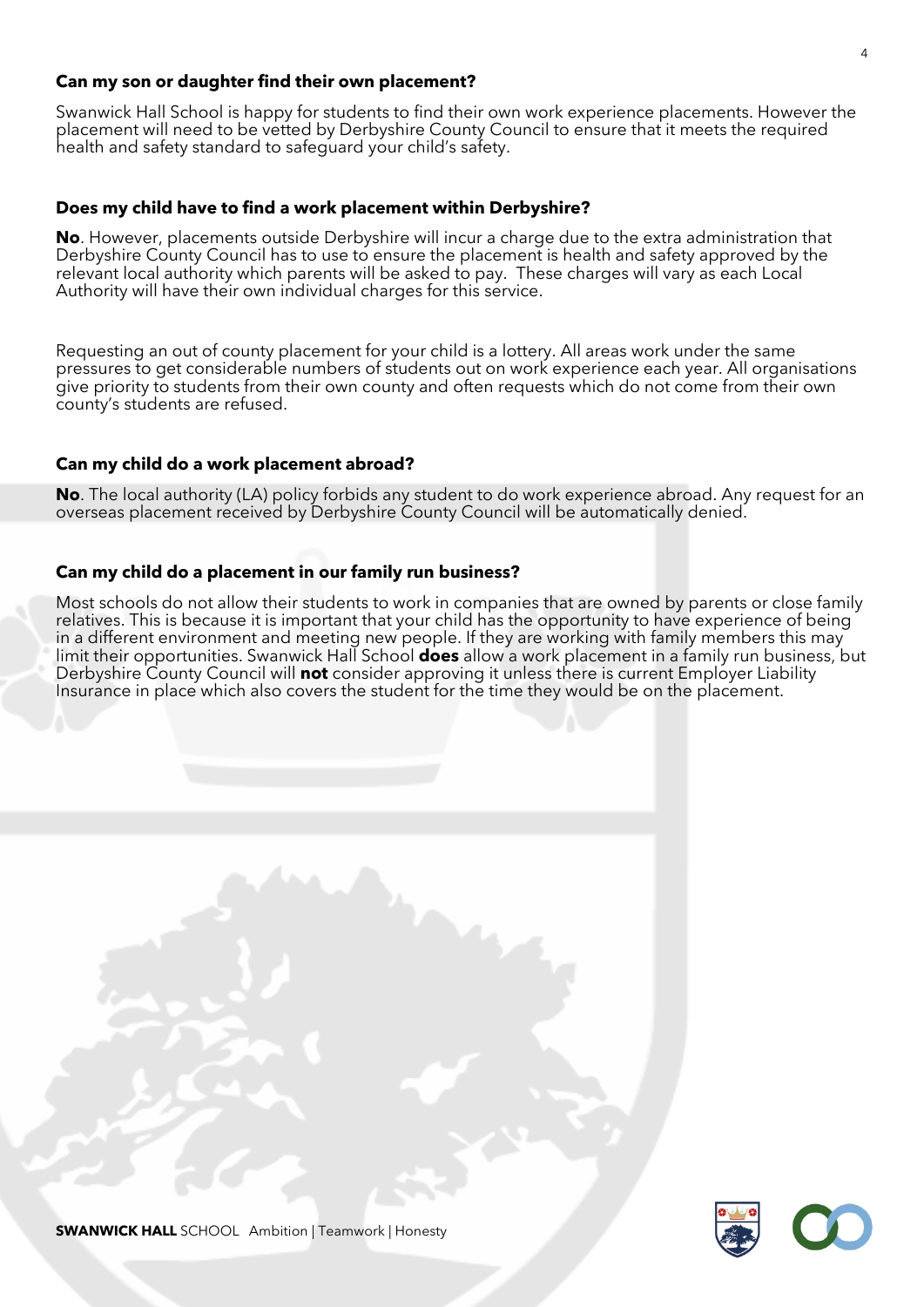### Can my son or daughter find their own placement?

Swanwick Hall School is happy for students to find their own work experience placements. However the placement will need to be vetted by Derbyshire County Council to ensure that it meets the required health and safety standard to safeguard your child's safety.

### Does my child have to find a work placement within Derbyshire?

**No**. However, placements outside Derbyshire will incur a charge due to the extra administration that Derbyshire County Council has to use to ensure the placement is health and safety approved by the relevant local authority which parents will be asked to pay. These charges will vary as each Local Authority will have their own individual charges for this service.

Requesting an out of county placement for your child is a lottery. All areas work under the same pressures to get considerable numbers of students out on work experience each year. All organisations give priority to students from their own county and often requests which do not come from their own county's students are refused.

### Can my child do a work placement abroad?

**No**. The local authority (LA) policy forbids any student to do work experience abroad. Any request for an overseas placement received by Derbyshire County Council will be automatically denied.

### Can my child do a placement in our family run business?

Most schools do not allow their students to work in companies that are owned by parents or close family relatives. This is because it is important that your child has the opportunity to have experience of being in a different environment and meeting new people. If they are working with family members this may limit their opportunities. Swanwick Hall School **does** allow a work placement in a family run business, but Derbyshire County Council will **not** consider approving it unless there is current Employer Liability Insurance in place which also covers the student for the time they would be on the placement.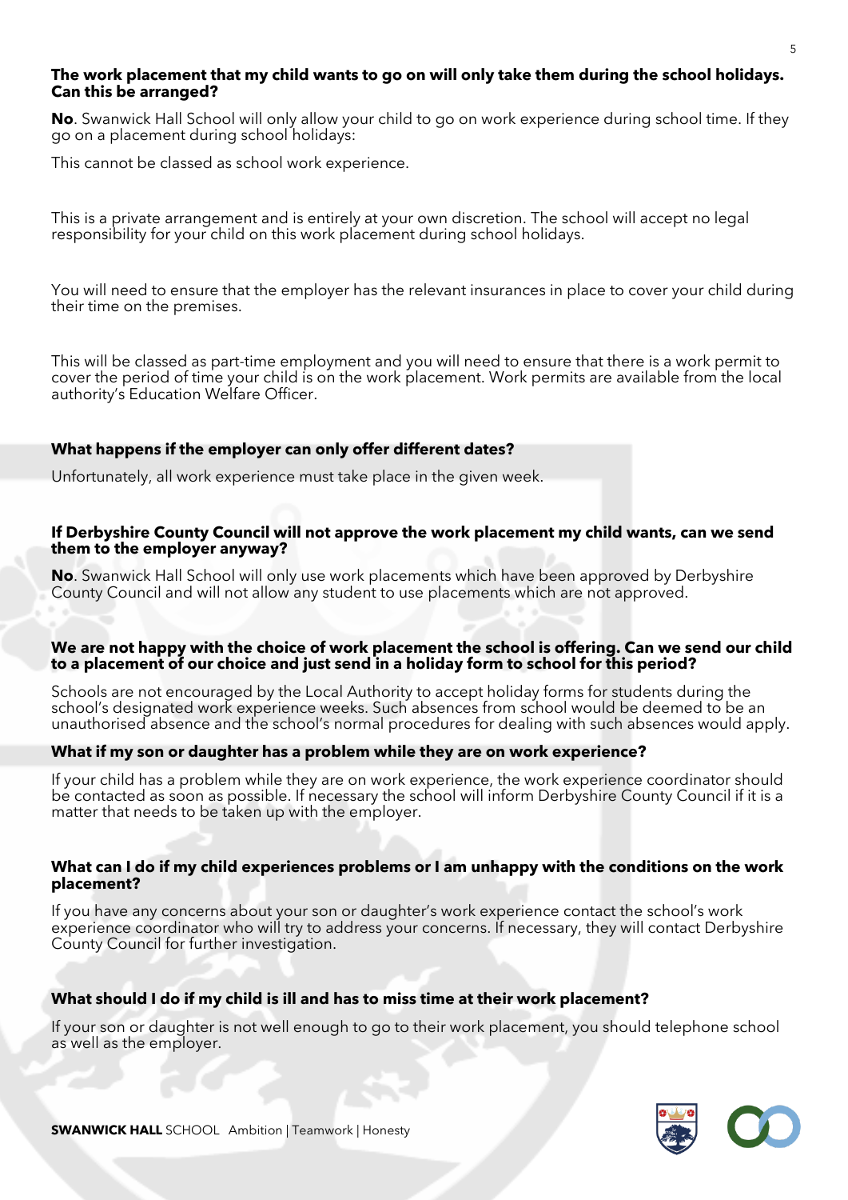**The work placement that my child wants to go on will only take them during the school holidays. Can this be arranged?**

**No**. Swanwick Hall School will only allow your child to go on work experience during school time. If they go on a placement during school holidays:

This cannot be classed as school work experience.

This is a private arrangement and is entirely at your own discretion. The school will accept no legal responsibility for your child on this work placement during school holidays.

You will need to ensure that the employer has the relevant insurances in place to cover your child during their time on the premises.

This will be classed as part-time employment and you will need to ensure that there is a work permit to cover the period of time your child is on the work placement. Work permits are available from the local authority's Education Welfare Officer.

**What happens if the employer can only offer different dates?**

Unfortunately, all work experience must take place in the given week.

**If Derbyshire County Council will not approve the work placement my child wants, can we send them to the employer anyway?**

**No**. Swanwick Hall School will only use work placements which have been approved by Derbyshire County Council and will not allow any student to use placements which are not approved.

**We are not happy with the choice of work placement the school is offering. Can we send our child to a placement of our choice and just send in a holiday form to school for this period?**

Schools are not encouraged by the Local Authority to accept holiday forms for students during the school's designated work experience weeks. Such absences from school would be deemed to be an unauthorised absence and the school's normal procedures for dealing with such absences would apply.

**What if my son or daughter has a problem while they are on work experience?**

If your child has a problem while they are on work experience, the work experience coordinator should be contacted as soon as possible. If necessary the school will inform Derbyshire County Council if it is a matter that needs to be taken up with the employer.

**What can I do if my child experiences problems or I am unhappy with the conditions on the work placement?**

If you have any concerns about your son or daughter's work experience contact the school's work experience coordinator who will try to address your concerns. If necessary, they will contact Derbyshire County Council for further investigation.

**What should I do if my child is ill and has to miss time at their work placement?**

If your son or daughter is not well enough to go to their work placement, you should telephone school as well as the employer.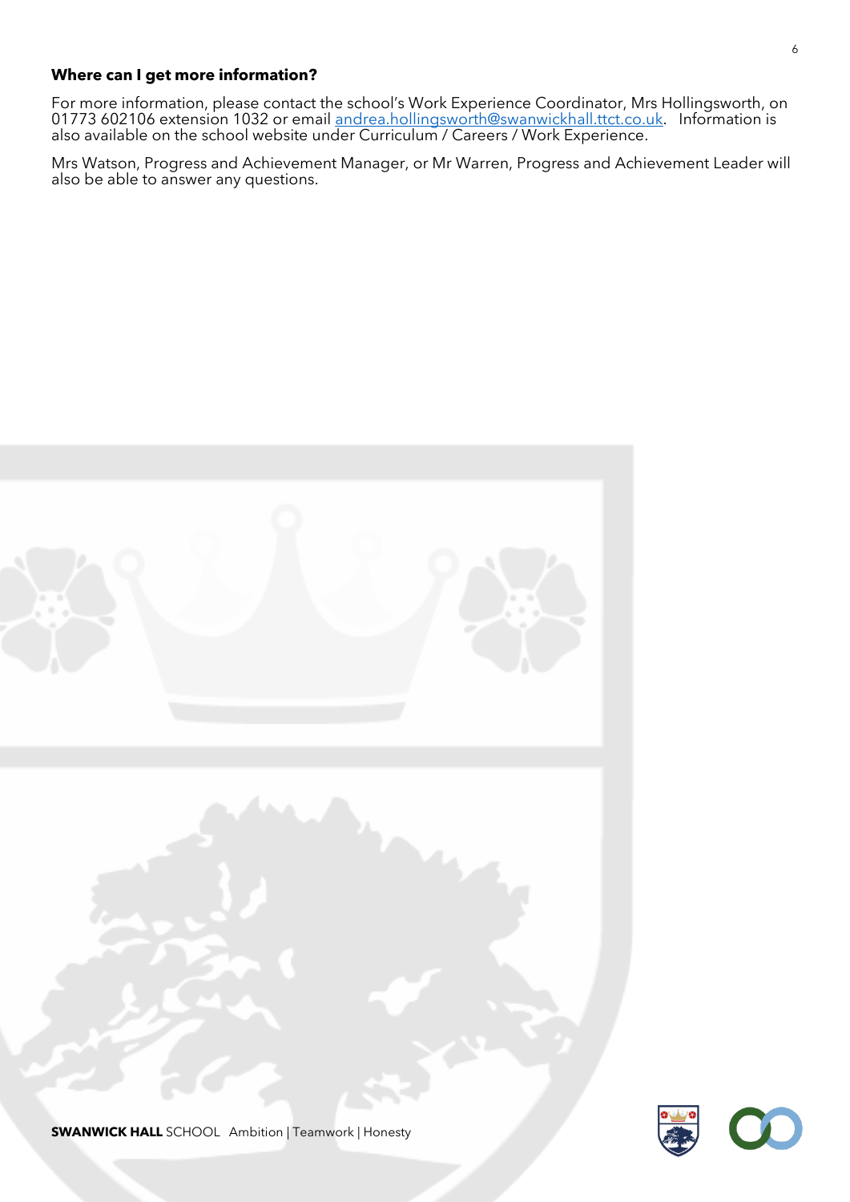**Where can I get more information?**

For more information, please contact the school's Work Experience Coordinator, Mrs Hollingsworth, on 01773 602106 extension 1032 or email andrea.hollingsworth@swanwickhall.ttct.co.uk. Information is also available on the school website under Curriculum / Careers / Work Experience.

Mrs Watson, Progress and Achievement Manager, or Mr Warren, Progress and Achievement Leader will also be able to answer any questions.